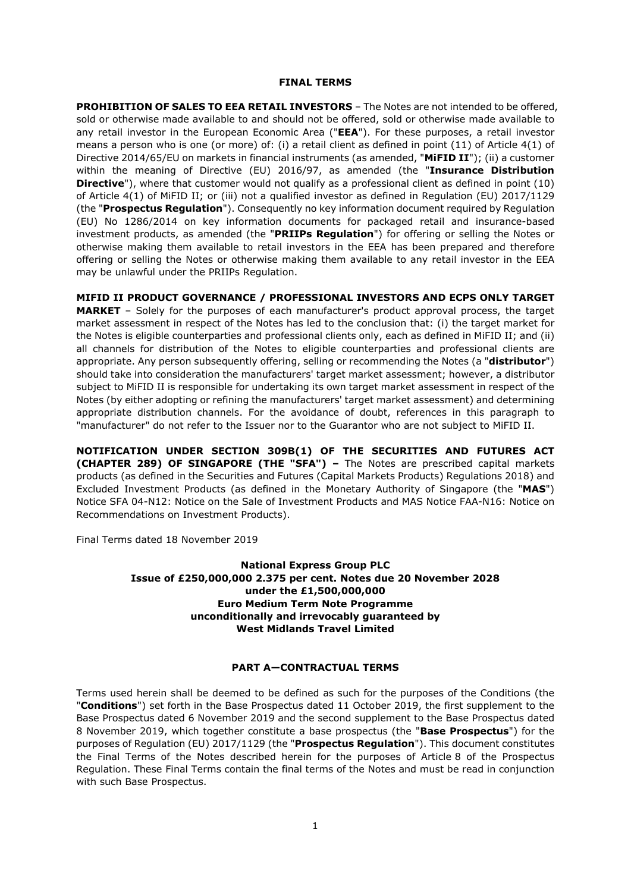# FINAL TERMS

**PROHIBITION OF SALES TO EEA RETAIL INVESTORS** – The Notes are not intended to be offered, sold or otherwise made available to and should not be offered, sold or otherwise made available to any retail investor in the European Economic Area ("**EEA**"). For these purposes, a retail investor means a person who is one (or more) of: (i) a retail client as defined in point (11) of Article 4(1) of Directive 2014/65/EU on markets in financial instruments (as amended, "**MiFID II**"); (ii) a customer within the meaning of Directive (EU) 2016/97, as amended (the "**Insurance Distribution Directive**"), where that customer would not qualify as a professional client as defined in point (10) of Article 4(1) of MiFID II; or (iii) not a qualified investor as defined in Regulation (EU) 2017/1129 (the "**Prospectus Regulation**"). Consequently no key information document required by Regulation (EU) No 1286/2014 on key information documents for packaged retail and insurance-based investment products, as amended (the "**PRIIPs Regulation**") for offering or selling the Notes or otherwise making them available to retail investors in the EEA has been prepared and therefore offering or selling the Notes or otherwise making them available to any retail investor in the EEA may be unlawful under the PRIIPs Regulation.

**MIFID II PRODUCT GOVERNANCE / PROFESSIONAL INVESTORS AND ECPS ONLY TARGET MARKET** – Solely for the purposes of each manufacturer's product approval process, the target market assessment in respect of the Notes has led to the conclusion that: (i) the target market for the Notes is eligible counterparties and professional clients only, each as defined in MiFID II; and (ii) all channels for distribution of the Notes to eligible counterparties and professional clients are appropriate. Any person subsequently offering, selling or recommending the Notes (a "**distributor**") should take into consideration the manufacturers' target market assessment; however, a distributor subject to MiFID II is responsible for undertaking its own target market assessment in respect of the Notes (by either adopting or refining the manufacturers' target market assessment) and determining appropriate distribution channels. For the avoidance of doubt, references in this paragraph to "manufacturer" do not refer to the Issuer nor to the Guarantor who are not subject to MiFID II.

**NOTIFICATION UNDER SECTION 309B(1) OF THE SECURITIES AND FUTURES ACT (CHAPTER 289) OF SINGAPORE (THE "SFA") –** The Notes are prescribed capital markets products (as defined in the Securities and Futures (Capital Markets Products) Regulations 2018) and Excluded Investment Products (as defined in the Monetary Authority of Singapore (the "**MAS**") Notice SFA 04-N12: Notice on the Sale of Investment Products and MAS Notice FAA-N16: Notice on Recommendations on Investment Products).

Final Terms dated 18 November 2019

**National Express Group PLC**
**Issue of £250,000,000 2.375 per cent. Notes due 20 November 2028**
**under the £1,500,000,000**
**Euro Medium Term Note Programme**
**unconditionally and irrevocably guaranteed by**
**West Midlands Travel Limited**

## PART A—CONTRACTUAL TERMS

Terms used herein shall be deemed to be defined as such for the purposes of the Conditions (the "**Conditions**") set forth in the Base Prospectus dated 11 October 2019, the first supplement to the Base Prospectus dated 6 November 2019 and the second supplement to the Base Prospectus dated 8 November 2019, which together constitute a base prospectus (the "**Base Prospectus**") for the purposes of Regulation (EU) 2017/1129 (the "**Prospectus Regulation**"). This document constitutes the Final Terms of the Notes described herein for the purposes of Article 8 of the Prospectus Regulation. These Final Terms contain the final terms of the Notes and must be read in conjunction with such Base Prospectus.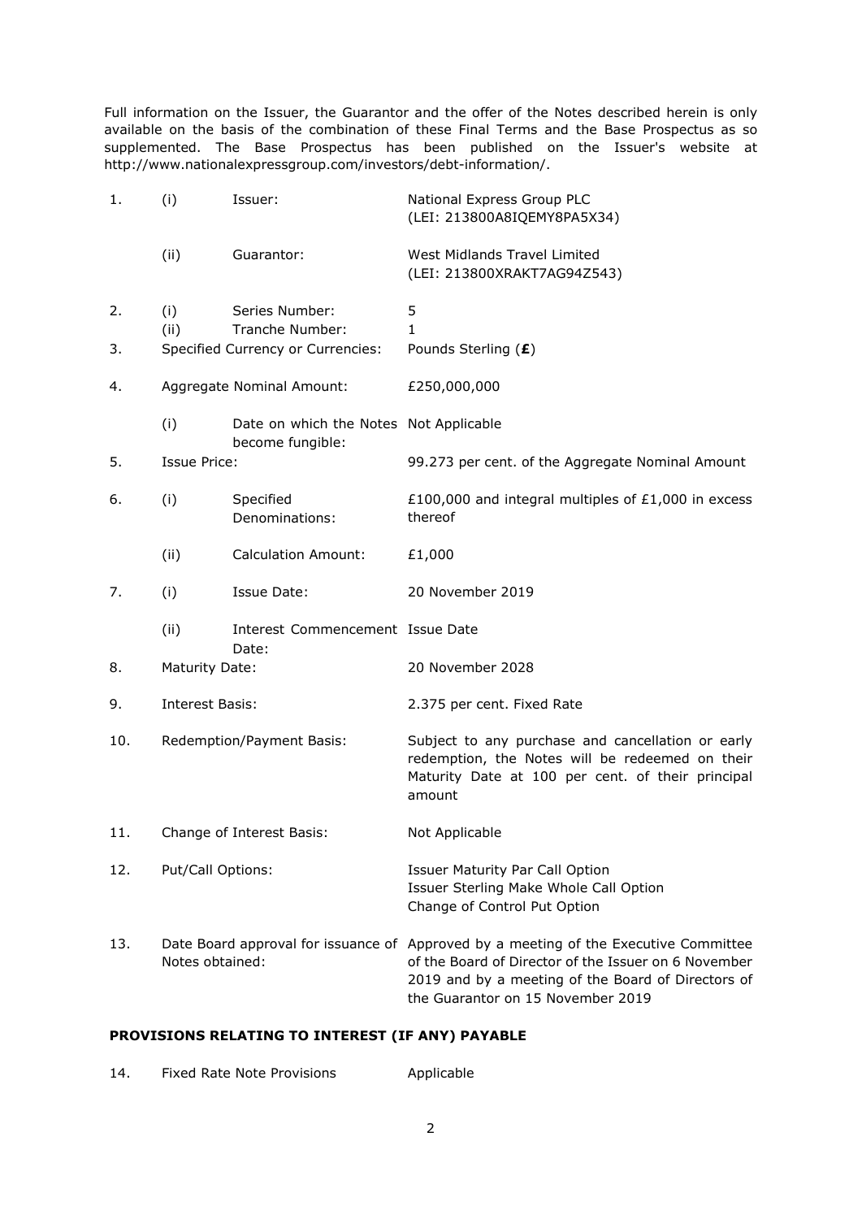Full information on the Issuer, the Guarantor and the offer of the Notes described herein is only available on the basis of the combination of these Final Terms and the Base Prospectus as so supplemented. The Base Prospectus has been published on the Issuer's website at http://www.nationalexpressgroup.com/investors/debt-information/.

| | | | |
|---|---|---|---|
| 1. | (i) | Issuer: | National Express Group PLC (LEI: 213800A8IQEMY8PA5X34) |
| | (ii) | Guarantor: | West Midlands Travel Limited (LEI: 213800XRAKT7AG94Z543) |
| 2. | (i) | Series Number: | 5 |
| | (ii) | Tranche Number: | 1 |
| 3. | | Specified Currency or Currencies: | Pounds Sterling (**£**) |
| 4. | | Aggregate Nominal Amount: | £250,000,000 |
| | (i) | Date on which the Notes become fungible: | Not Applicable |
| 5. | | Issue Price: | 99.273 per cent. of the Aggregate Nominal Amount |
| 6. | (i) | Specified Denominations: | £100,000 and integral multiples of £1,000 in excess thereof |
| | (ii) | Calculation Amount: | £1,000 |
| 7. | (i) | Issue Date: | 20 November 2019 |
| | (ii) | Interest Commencement Date: | Issue Date |
| 8. | | Maturity Date: | 20 November 2028 |
| 9. | | Interest Basis: | 2.375 per cent. Fixed Rate |
| 10. | | Redemption/Payment Basis: | Subject to any purchase and cancellation or early redemption, the Notes will be redeemed on their Maturity Date at 100 per cent. of their principal amount |
| 11. | | Change of Interest Basis: | Not Applicable |
| 12. | | Put/Call Options: | Issuer Maturity Par Call Option<br>Issuer Sterling Make Whole Call Option<br>Change of Control Put Option |
| 13. | | Date Board approval for issuance of Notes obtained: | Approved by a meeting of the Executive Committee of the Board of Director of the Issuer on 6 November 2019 and by a meeting of the Board of Directors of the Guarantor on 15 November 2019 |

## PROVISIONS RELATING TO INTEREST (IF ANY) PAYABLE

| | | |
|---|---|---|
| 14. | Fixed Rate Note Provisions | Applicable |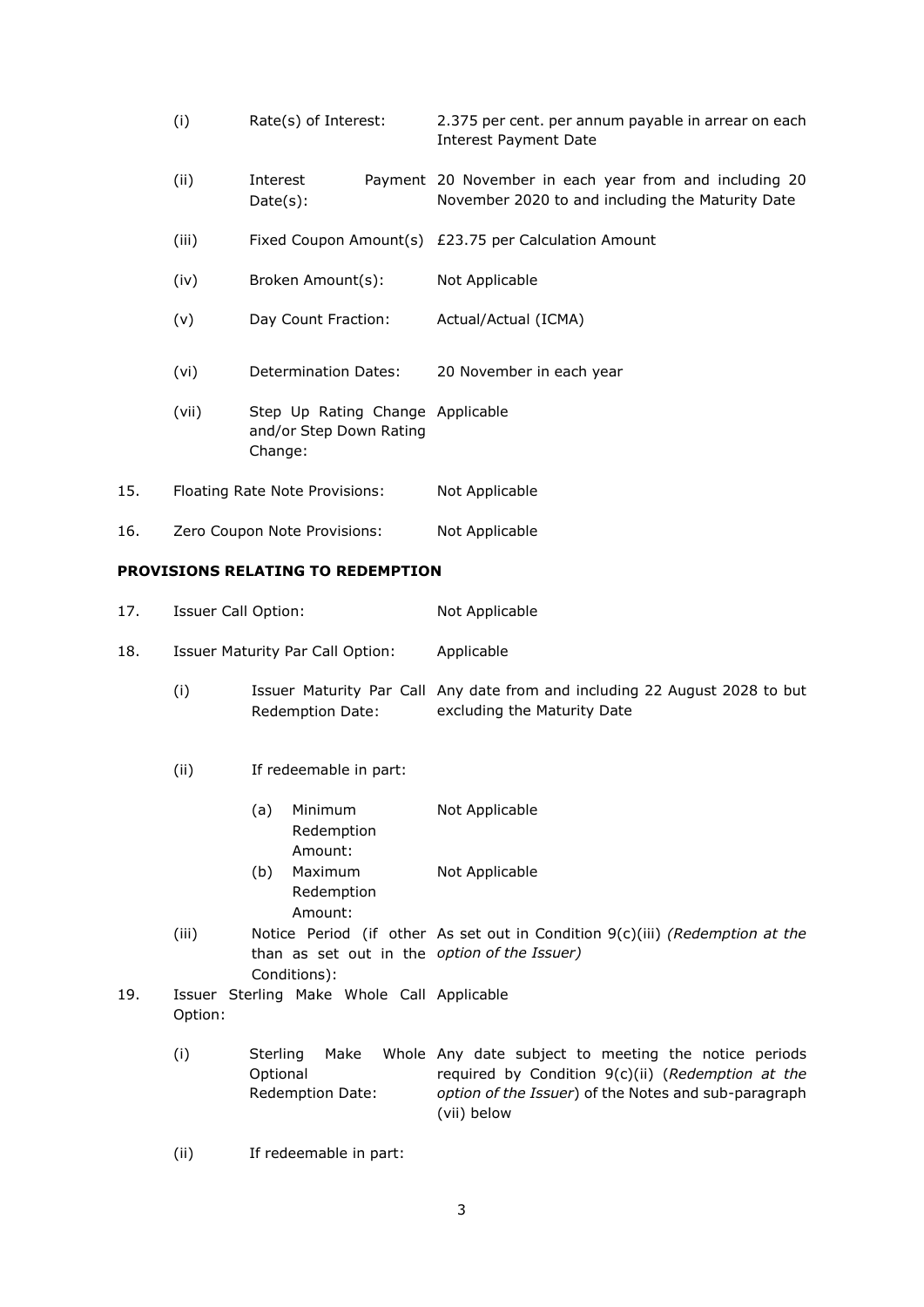| | | | |
|---|---|---|---|
| | (i) | Rate(s) of Interest: | 2.375 per cent. per annum payable in arrear on each Interest Payment Date |
| | (ii) | Interest Payment Date(s): | 20 November in each year from and including 20 November 2020 to and including the Maturity Date |
| | (iii) | Fixed Coupon Amount(s) | £23.75 per Calculation Amount |
| | (iv) | Broken Amount(s): | Not Applicable |
| | (v) | Day Count Fraction: | Actual/Actual (ICMA) |
| | (vi) | Determination Dates: | 20 November in each year |
| | (vii) | Step Up Rating Change and/or Step Down Rating Change: | Applicable |
| 15. | Floating Rate Note Provisions: | | Not Applicable |
| 16. | Zero Coupon Note Provisions: | | Not Applicable |

**PROVISIONS RELATING TO REDEMPTION**

| | | | |
|---|---|---|---|
| 17. | Issuer Call Option: | | Not Applicable |
| 18. | Issuer Maturity Par Call Option: | | Applicable |
| | (i) | Issuer Maturity Par Call Redemption Date: | Any date from and including 22 August 2028 to but excluding the Maturity Date |
| | (ii) | If redeemable in part: | |
| | | (a) Minimum Redemption Amount: | Not Applicable |
| | | (b) Maximum Redemption Amount: | Not Applicable |
| | (iii) | Notice Period (if other than as set out in the Conditions): | As set out in Condition 9(c)(iii) *(Redemption at the option of the Issuer)* |
| 19. | Issuer Sterling Make Whole Call Option: | | Applicable |
| | (i) | Sterling Make Whole Optional Redemption Date: | Any date subject to meeting the notice periods required by Condition 9(c)(ii) (*Redemption at the option of the Issuer*) of the Notes and sub-paragraph (vii) below |
| | (ii) | If redeemable in part: | |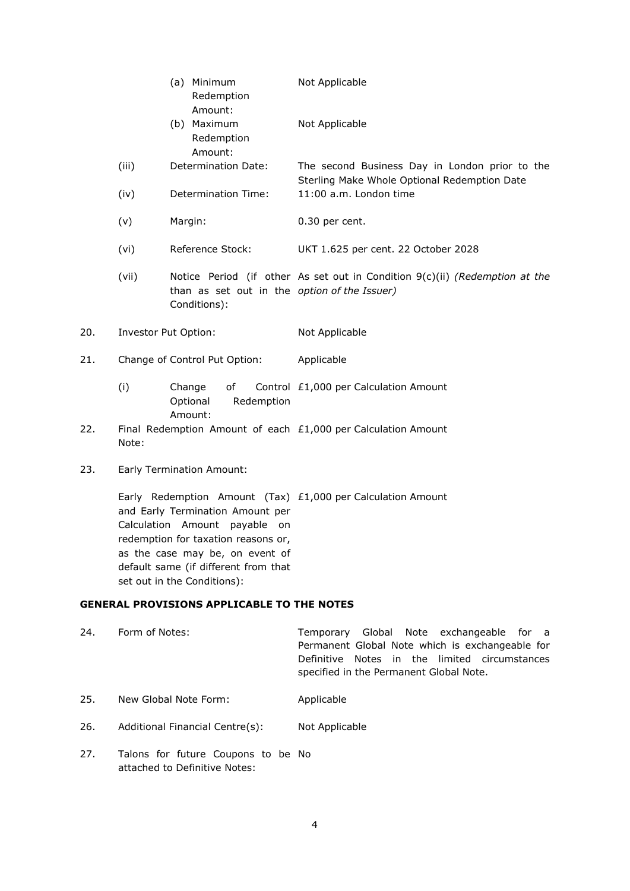| | | | |
|---|---|---|---|
| | | (a) Minimum Redemption Amount: | Not Applicable |
| | | (b) Maximum Redemption Amount: | Not Applicable |
| | (iii) | Determination Date: | The second Business Day in London prior to the Sterling Make Whole Optional Redemption Date |
| | (iv) | Determination Time: | 11:00 a.m. London time |
| | (v) | Margin: | 0.30 per cent. |
| | (vi) | Reference Stock: | UKT 1.625 per cent. 22 October 2028 |
| | (vii) | Notice Period (if other than as set out in the Conditions): | As set out in Condition 9(c)(ii) *(Redemption at the option of the Issuer)* |
| 20. | Investor Put Option: | | Not Applicable |
| 21. | Change of Control Put Option: | | Applicable |
| | (i) | Change of Control Optional Redemption Amount: | £1,000 per Calculation Amount |
| 22. | Final Redemption Amount of each Note: | | £1,000 per Calculation Amount |
| 23. | Early Termination Amount: | | |
| | Early Redemption Amount (Tax) and Early Termination Amount per Calculation Amount payable on redemption for taxation reasons or, as the case may be, on event of default same (if different from that set out in the Conditions): | | £1,000 per Calculation Amount |

## GENERAL PROVISIONS APPLICABLE TO THE NOTES

| | | |
|---|---|---|
| 24. | Form of Notes: | Temporary Global Note exchangeable for a Permanent Global Note which is exchangeable for Definitive Notes in the limited circumstances specified in the Permanent Global Note. |
| 25. | New Global Note Form: | Applicable |
| 26. | Additional Financial Centre(s): | Not Applicable |
| 27. | Talons for future Coupons to be attached to Definitive Notes: | No |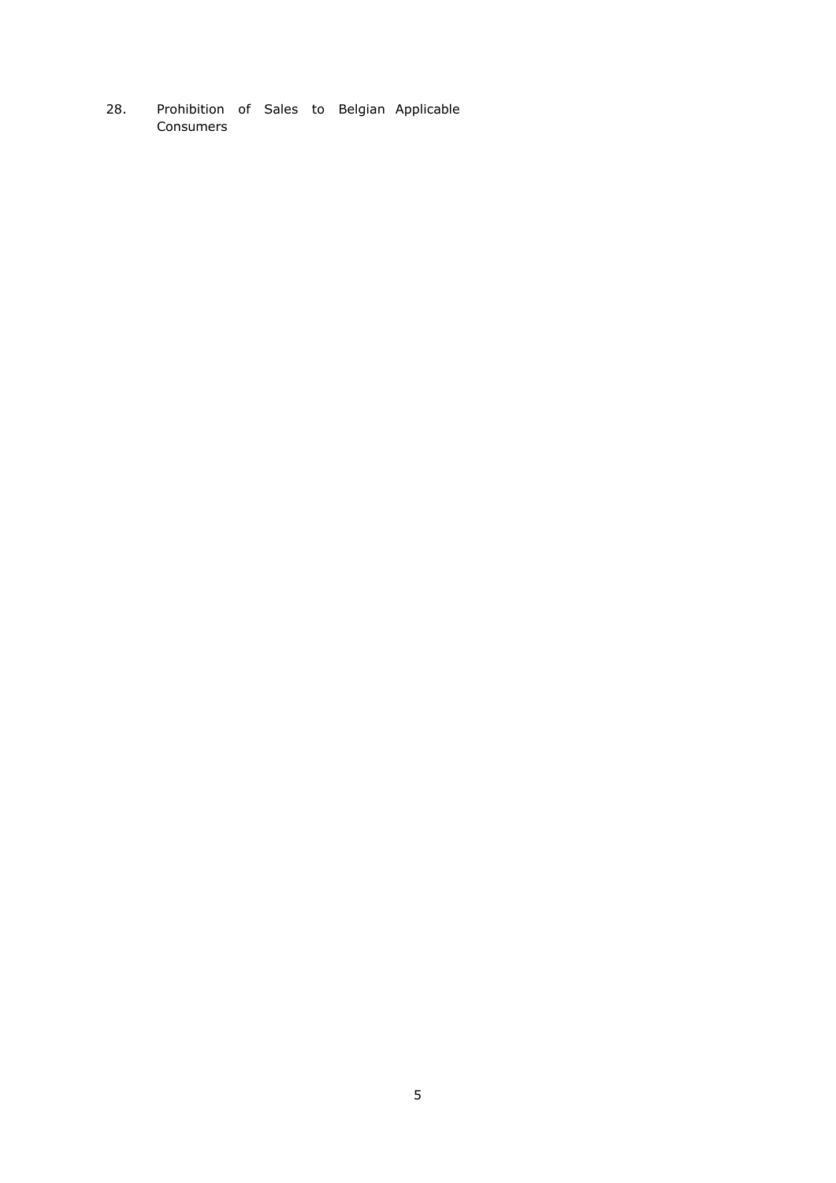28. Prohibition of Sales to Belgian Applicable Consumers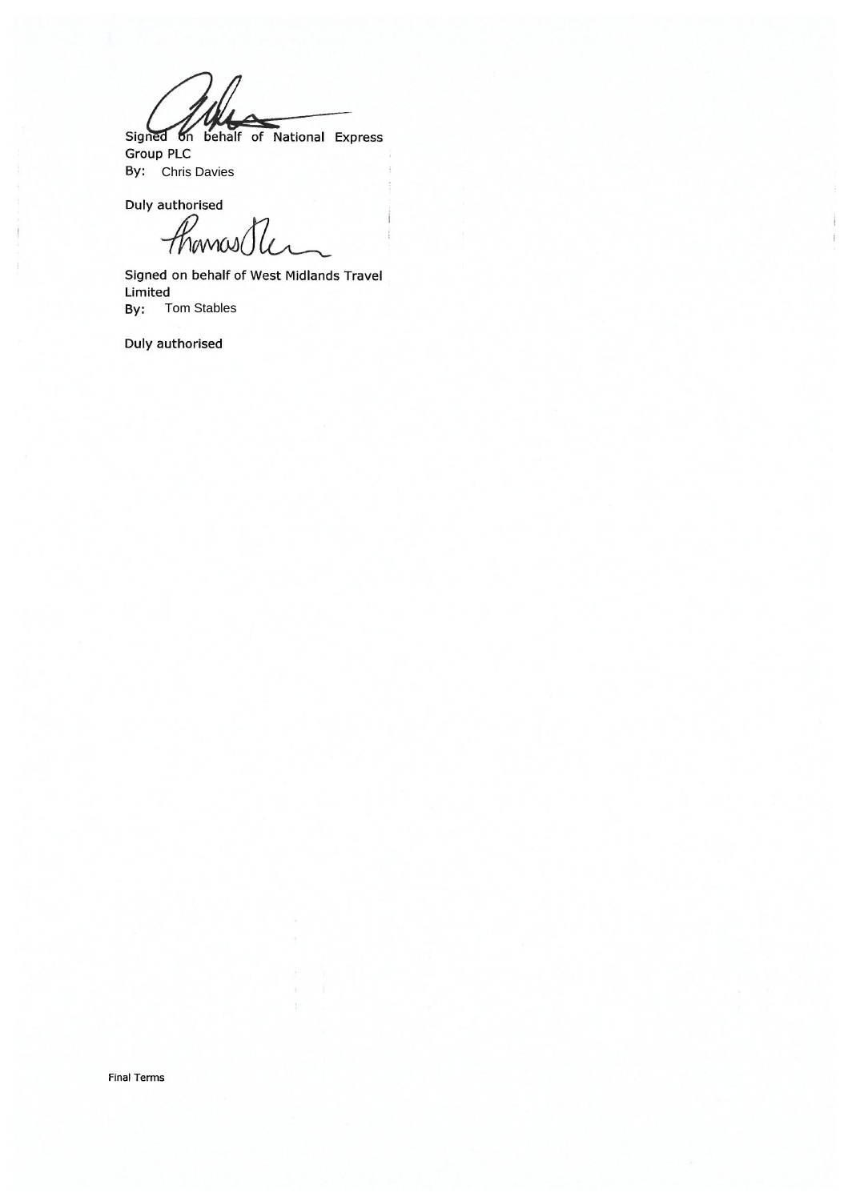Signed on behalf of National Express Group PLC

By: Chris Davies

Duly authorised

Signed on behalf of West Midlands Travel Limited

By: Tom Stables

Duly authorised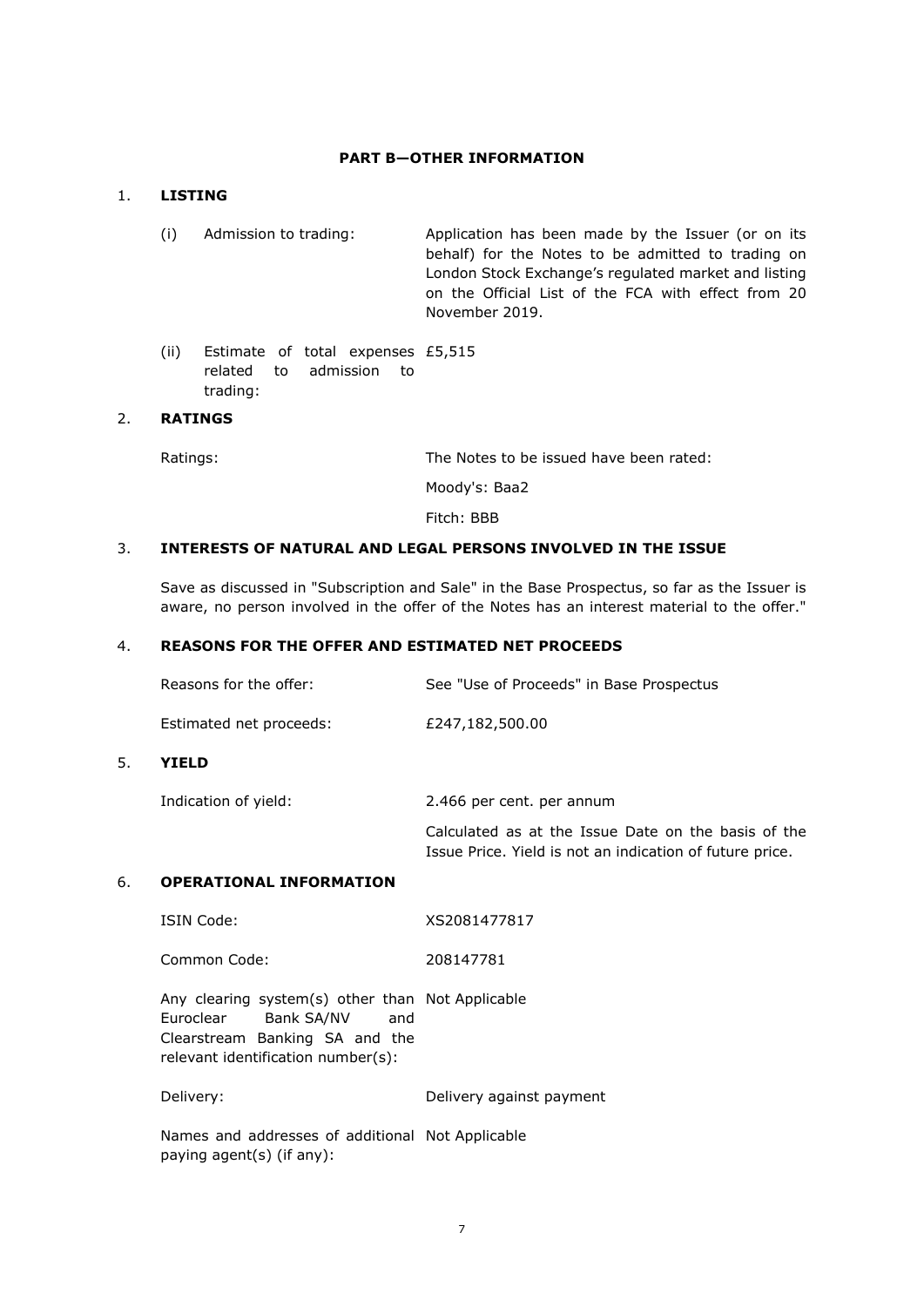## PART B—OTHER INFORMATION

### 1. LISTING

| | | |
|---|---|---|
| (i) | Admission to trading: | Application has been made by the Issuer (or on its behalf) for the Notes to be admitted to trading on London Stock Exchange's regulated market and listing on the Official List of the FCA with effect from 20 November 2019. |
| (ii) | Estimate of total expenses related to admission to trading: | £5,515 |

### 2. RATINGS

| | |
|---|---|
| Ratings: | The Notes to be issued have been rated: |
| | Moody's: Baa2 |
| | Fitch: BBB |

### 3. INTERESTS OF NATURAL AND LEGAL PERSONS INVOLVED IN THE ISSUE

Save as discussed in "Subscription and Sale" in the Base Prospectus, so far as the Issuer is aware, no person involved in the offer of the Notes has an interest material to the offer."

### 4. REASONS FOR THE OFFER AND ESTIMATED NET PROCEEDS

| | |
|---|---|
| Reasons for the offer: | See "Use of Proceeds" in Base Prospectus |
| Estimated net proceeds: | £247,182,500.00 |

### 5. YIELD

| | |
|---|---|
| Indication of yield: | 2.466 per cent. per annum |
| | Calculated as at the Issue Date on the basis of the Issue Price. Yield is not an indication of future price. |

### 6. OPERATIONAL INFORMATION

| | |
|---|---|
| ISIN Code: | XS2081477817 |
| Common Code: | 208147781 |
| Any clearing system(s) other than Euroclear Bank SA/NV and Clearstream Banking SA and the relevant identification number(s): | Not Applicable |
| Delivery: | Delivery against payment |
| Names and addresses of additional paying agent(s) (if any): | Not Applicable |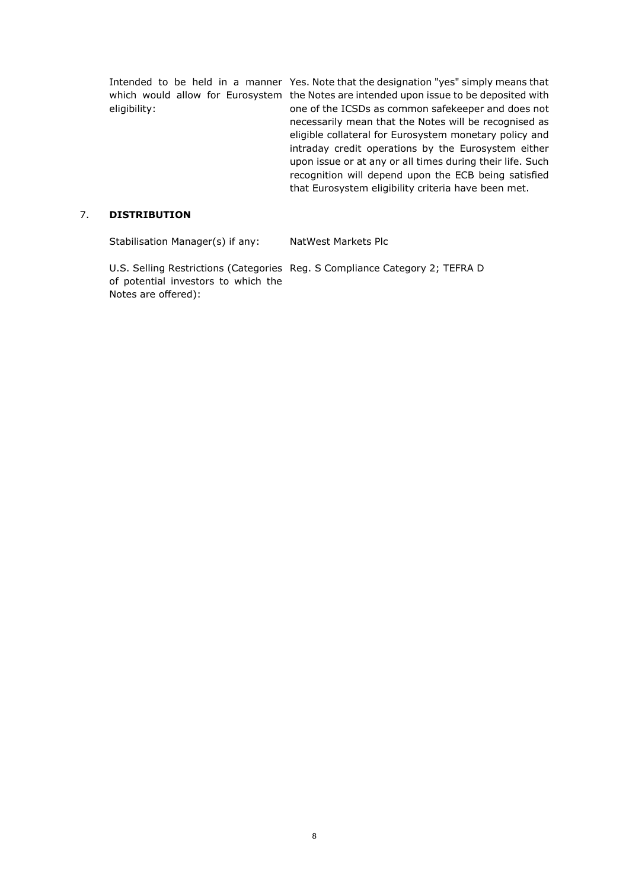| | |
|---|---|
| Intended to be held in a manner which would allow for Eurosystem eligibility: | Yes. Note that the designation "yes" simply means that the Notes are intended upon issue to be deposited with one of the ICSDs as common safekeeper and does not necessarily mean that the Notes will be recognised as eligible collateral for Eurosystem monetary policy and intraday credit operations by the Eurosystem either upon issue or at any or all times during their life. Such recognition will depend upon the ECB being satisfied that Eurosystem eligibility criteria have been met. |

## 7. DISTRIBUTION

| | |
|---|---|
| Stabilisation Manager(s) if any: | NatWest Markets Plc |
| U.S. Selling Restrictions (Categories of potential investors to which the Notes are offered): | Reg. S Compliance Category 2; TEFRA D |